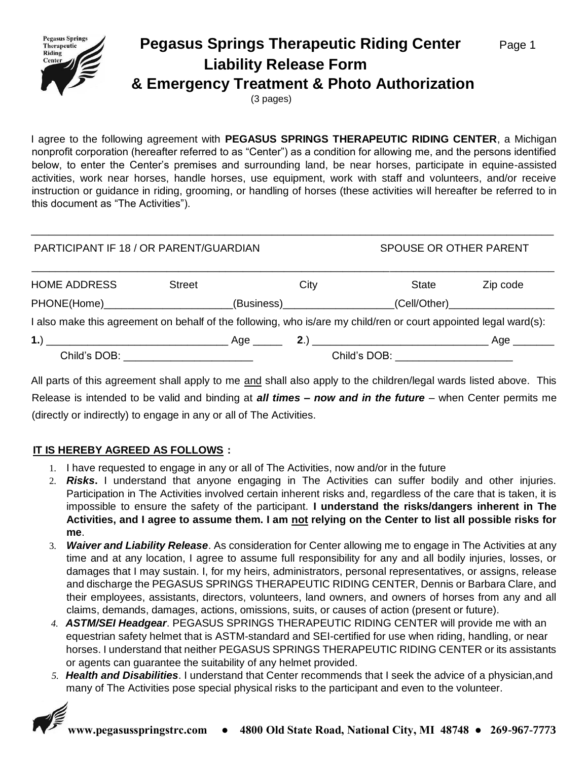# Pegasus Springs Therapeutic Riding Center

## Liability Release Form
## & Emergency Treatment & Photo Authorization

(3 pages)

I agree to the following agreement with **PEGASUS SPRINGS THERAPEUTIC RIDING CENTER**, a Michigan nonprofit corporation (hereafter referred to as "Center") as a condition for allowing me, and the persons identified below, to enter the Center's premises and surrounding land, be near horses, participate in equine-assisted activities, work near horses, handle horses, use equipment, work with staff and volunteers, and/or receive instruction or guidance in riding, grooming, or handling of horses (these activities will hereafter be referred to in this document as "The Activities").

______________________________________________________________________________________

PARTICIPANT IF 18 / OR PARENT/GUARDIAN                                        SPOUSE OR OTHER PARENT

______________________________________________________________________________________

HOME ADDRESS        Street        City        State        Zip code

PHONE(Home)_____________________(Business)__________________(Cell/Other)__________________

I also make this agreement on behalf of the following, who is/are my child/ren or court appointed legal ward(s):

**1.**) ______________________________ Age _____ **2**.) ______________________________ Age _______

Child's DOB: _____________________        Child's DOB: ___________________

All parts of this agreement shall apply to me <u>and</u> shall also apply to the children/legal wards listed above. This Release is intended to be valid and binding at ***all times – now and in the future*** – when Center permits me (directly or indirectly) to engage in any or all of The Activities.

**<u>IT IS HEREBY AGREED AS FOLLOWS</u> :**

1. I have requested to engage in any or all of The Activities, now and/or in the future
2. ***Risks***. I understand that anyone engaging in The Activities can suffer bodily and other injuries. Participation in The Activities involved certain inherent risks and, regardless of the care that is taken, it is impossible to ensure the safety of the participant. **I understand the risks/dangers inherent in The Activities, and I agree to assume them. I am <u>not</u> relying on the Center to list all possible risks for me**.
3. ***Waiver and Liability Release***. As consideration for Center allowing me to engage in The Activities at any time and at any location, I agree to assume full responsibility for any and all bodily injuries, losses, or damages that I may sustain. I, for my heirs, administrators, personal representatives, or assigns, release and discharge the PEGASUS SPRINGS THERAPEUTIC RIDING CENTER, Dennis or Barbara Clare, and their employees, assistants, directors, volunteers, land owners, and owners of horses from any and all claims, demands, damages, actions, omissions, suits, or causes of action (present or future).
4. ***ASTM/SEI Headgear***. PEGASUS SPRINGS THERAPEUTIC RIDING CENTER will provide me with an equestrian safety helmet that is ASTM-standard and SEI-certified for use when riding, handling, or near horses. I understand that neither PEGASUS SPRINGS THERAPEUTIC RIDING CENTER or its assistants or agents can guarantee the suitability of any helmet provided.
5. ***Health and Disabilities***. I understand that Center recommends that I seek the advice of a physician,and many of The Activities pose special physical risks to the participant and even to the volunteer.

**www.pegasusspringstrc.com ● 4800 Old State Road, National City, MI 48748 ● 269-967-7773**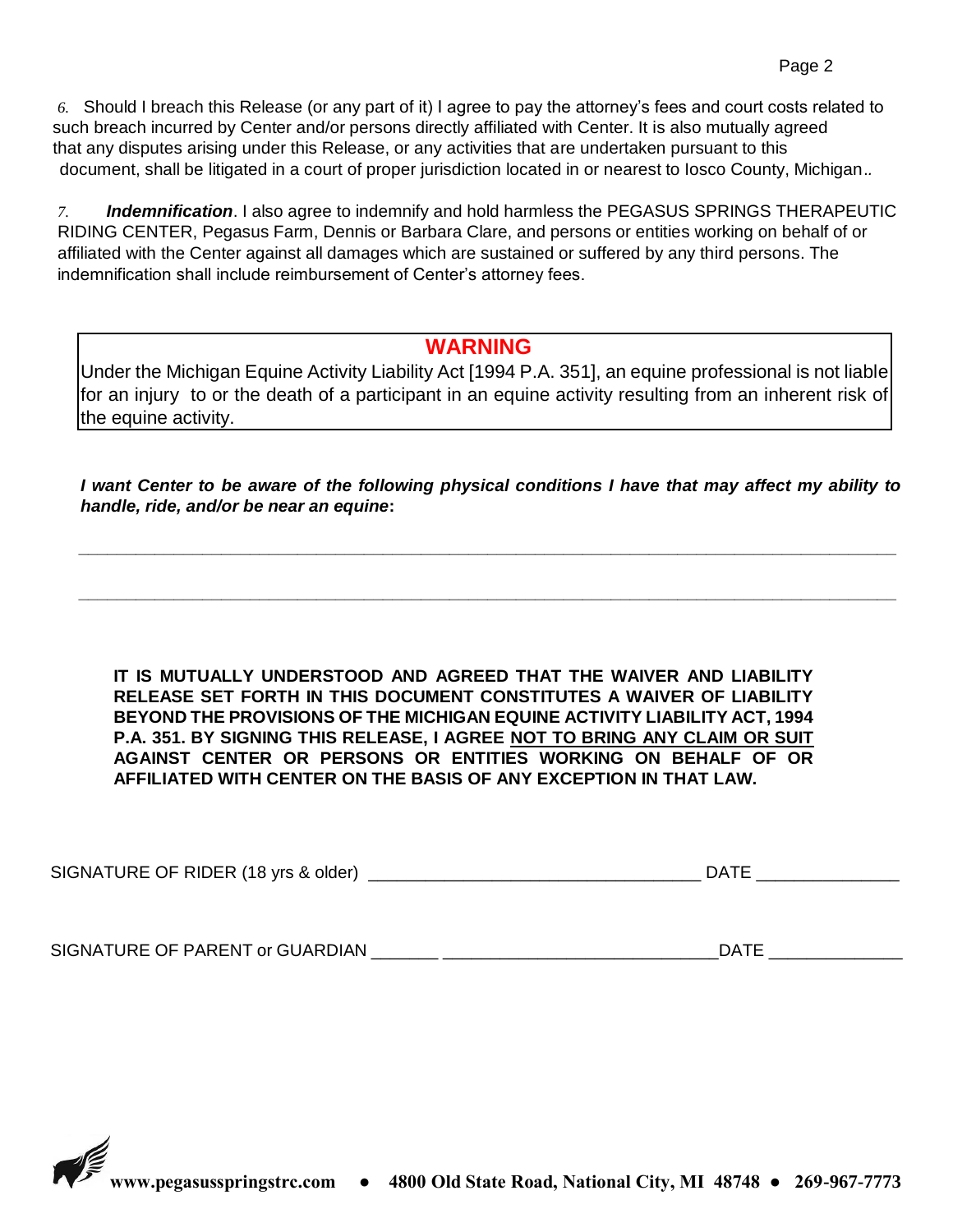6. Should I breach this Release (or any part of it) I agree to pay the attorney's fees and court costs related to such breach incurred by Center and/or persons directly affiliated with Center. It is also mutually agreed that any disputes arising under this Release, or any activities that are undertaken pursuant to this document, shall be litigated in a court of proper jurisdiction located in or nearest to Iosco County, Michigan..

7. ***Indemnification***. I also agree to indemnify and hold harmless the PEGASUS SPRINGS THERAPEUTIC RIDING CENTER, Pegasus Farm, Dennis or Barbara Clare, and persons or entities working on behalf of or affiliated with the Center against all damages which are sustained or suffered by any third persons. The indemnification shall include reimbursement of Center's attorney fees.

> **WARNING**
>
> Under the Michigan Equine Activity Liability Act [1994 P.A. 351], an equine professional is not liable for an injury to or the death of a participant in an equine activity resulting from an inherent risk of the equine activity.

***I want Center to be aware of the following physical conditions I have that may affect my ability to handle, ride, and/or be near an equine*:**

_______________________________________________________________________________

_______________________________________________________________________________

**IT IS MUTUALLY UNDERSTOOD AND AGREED THAT THE WAIVER AND LIABILITY RELEASE SET FORTH IN THIS DOCUMENT CONSTITUTES A WAIVER OF LIABILITY BEYOND THE PROVISIONS OF THE MICHIGAN EQUINE ACTIVITY LIABILITY ACT, 1994 P.A. 351. BY SIGNING THIS RELEASE, I AGREE <u>NOT TO BRING ANY CLAIM OR SUIT</u> AGAINST CENTER OR PERSONS OR ENTITIES WORKING ON BEHALF OF OR AFFILIATED WITH CENTER ON THE BASIS OF ANY EXCEPTION IN THAT LAW.**

SIGNATURE OF RIDER (18 yrs & older) ___________________________________ DATE _______________

SIGNATURE OF PARENT or GUARDIAN _______ ____________________________DATE ______________

**www.pegasusspringstrc.com ● 4800 Old State Road, National City, MI 48748 ● 269-967-7773**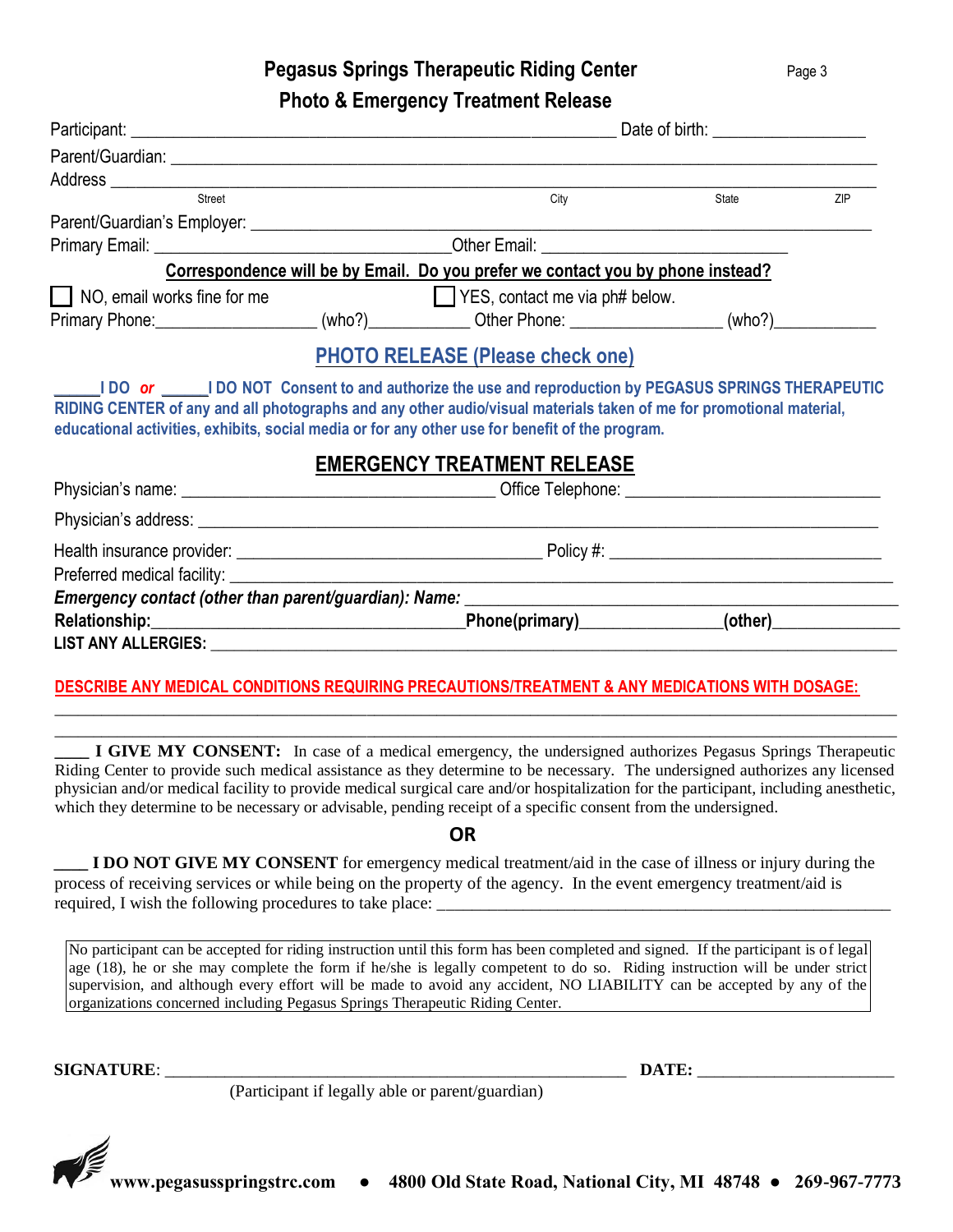# Pegasus Springs Therapeutic Riding Center

## Photo & Emergency Treatment Release

Participant: ______________________________________________________ Date of birth: _________________

Parent/Guardian: ______________________________________________________________________________

Address ______________________________________________________________________________

Street City State ZIP

Parent/Guardian's Employer: _____________________________________________________________________

Primary Email: _________________________________Other Email: ____________________________

**Correspondence will be by Email. Do you prefer we contact you by phone instead?**

☐ NO, email works fine for me ☐ YES, contact me via ph# below.

Primary Phone:__________________ (who?)___________ Other Phone: _________________ (who?)____________

## PHOTO RELEASE (Please check one)

**_____I DO *or* _____I DO NOT Consent to and authorize the use and reproduction by PEGASUS SPRINGS THERAPEUTIC RIDING CENTER of any and all photographs and any other audio/visual materials taken of me for promotional material, educational activities, exhibits, social media or for any other use for benefit of the program.**

## EMERGENCY TREATMENT RELEASE

Physician's name: ___________________________________ Office Telephone: ____________________________

Physician's address: ___________________________________________________________________________

Health insurance provider: __________________________________ Policy #: _______________________________

Preferred medical facility: ______________________________________________________________________

***Emergency contact (other than parent/guardian): Name:*** ____________________________________________

**Relationship:**___________________________________**Phone(primary)**_______________**(other)**______________

**LIST ANY ALLERGIES:** _______________________________________________________________________

**DESCRIBE ANY MEDICAL CONDITIONS REQUIRING PRECAUTIONS/TREATMENT & ANY MEDICATIONS WITH DOSAGE:**

______________________________________________________________________________________________

______________________________________________________________________________________________

**____ I GIVE MY CONSENT:** In case of a medical emergency, the undersigned authorizes Pegasus Springs Therapeutic Riding Center to provide such medical assistance as they determine to be necessary. The undersigned authorizes any licensed physician and/or medical facility to provide medical surgical care and/or hospitalization for the participant, including anesthetic, which they determine to be necessary or advisable, pending receipt of a specific consent from the undersigned.

**OR**

**____ I DO NOT GIVE MY CONSENT** for emergency medical treatment/aid in the case of illness or injury during the process of receiving services or while being on the property of the agency. In the event emergency treatment/aid is required, I wish the following procedures to take place: ______________________________________________________

| |
|---|
| No participant can be accepted for riding instruction until this form has been completed and signed. If the participant is of legal age (18), he or she may complete the form if he/she is legally competent to do so. Riding instruction will be under strict supervision, and although every effort will be made to avoid any accident, NO LIABILITY can be accepted by any of the organizations concerned including Pegasus Springs Therapeutic Riding Center. |

**SIGNATURE**: ________________________________________________________ **DATE:** _______________________

(Participant if legally able or parent/guardian)

**www.pegasusspringstrc.com • 4800 Old State Road, National City, MI 48748 • 269-967-7773**